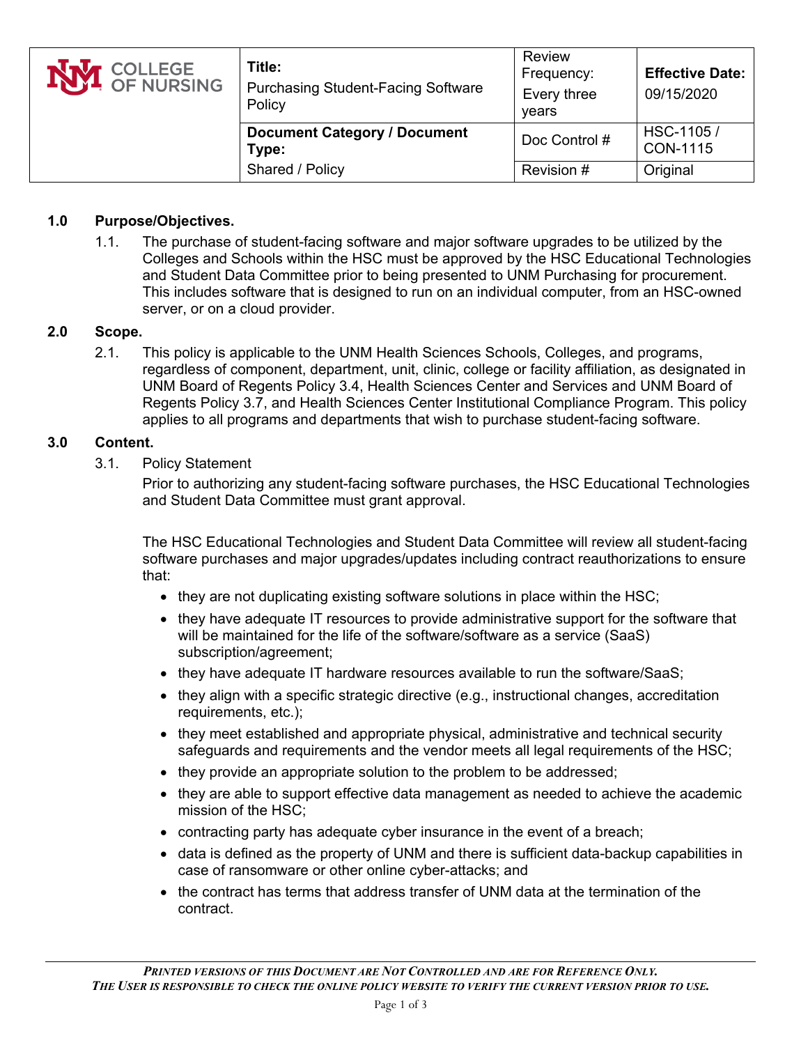| UNM COLLEGE OF NURSING | **Title:** Purchasing Student-Facing Software Policy | Review Frequency: Every three years | **Effective Date:** 09/15/2020 |
|---|---|---|---|
| | **Document Category / Document Type:** Shared / Policy | Doc Control # | HSC-1105 / CON-1115 |
| | | Revision # | Original |

## 1.0 Purpose/Objectives.

1.1. The purchase of student-facing software and major software upgrades to be utilized by the Colleges and Schools within the HSC must be approved by the HSC Educational Technologies and Student Data Committee prior to being presented to UNM Purchasing for procurement. This includes software that is designed to run on an individual computer, from an HSC-owned server, or on a cloud provider.

## 2.0 Scope.

2.1. This policy is applicable to the UNM Health Sciences Schools, Colleges, and programs, regardless of component, department, unit, clinic, college or facility affiliation, as designated in UNM Board of Regents Policy 3.4, Health Sciences Center and Services and UNM Board of Regents Policy 3.7, and Health Sciences Center Institutional Compliance Program. This policy applies to all programs and departments that wish to purchase student-facing software.

## 3.0 Content.

3.1. Policy Statement

Prior to authorizing any student-facing software purchases, the HSC Educational Technologies and Student Data Committee must grant approval.

The HSC Educational Technologies and Student Data Committee will review all student-facing software purchases and major upgrades/updates including contract reauthorizations to ensure that:

- they are not duplicating existing software solutions in place within the HSC;
- they have adequate IT resources to provide administrative support for the software that will be maintained for the life of the software/software as a service (SaaS) subscription/agreement;
- they have adequate IT hardware resources available to run the software/SaaS;
- they align with a specific strategic directive (e.g., instructional changes, accreditation requirements, etc.);
- they meet established and appropriate physical, administrative and technical security safeguards and requirements and the vendor meets all legal requirements of the HSC;
- they provide an appropriate solution to the problem to be addressed;
- they are able to support effective data management as needed to achieve the academic mission of the HSC;
- contracting party has adequate cyber insurance in the event of a breach;
- data is defined as the property of UNM and there is sufficient data-backup capabilities in case of ransomware or other online cyber-attacks; and
- the contract has terms that address transfer of UNM data at the termination of the contract.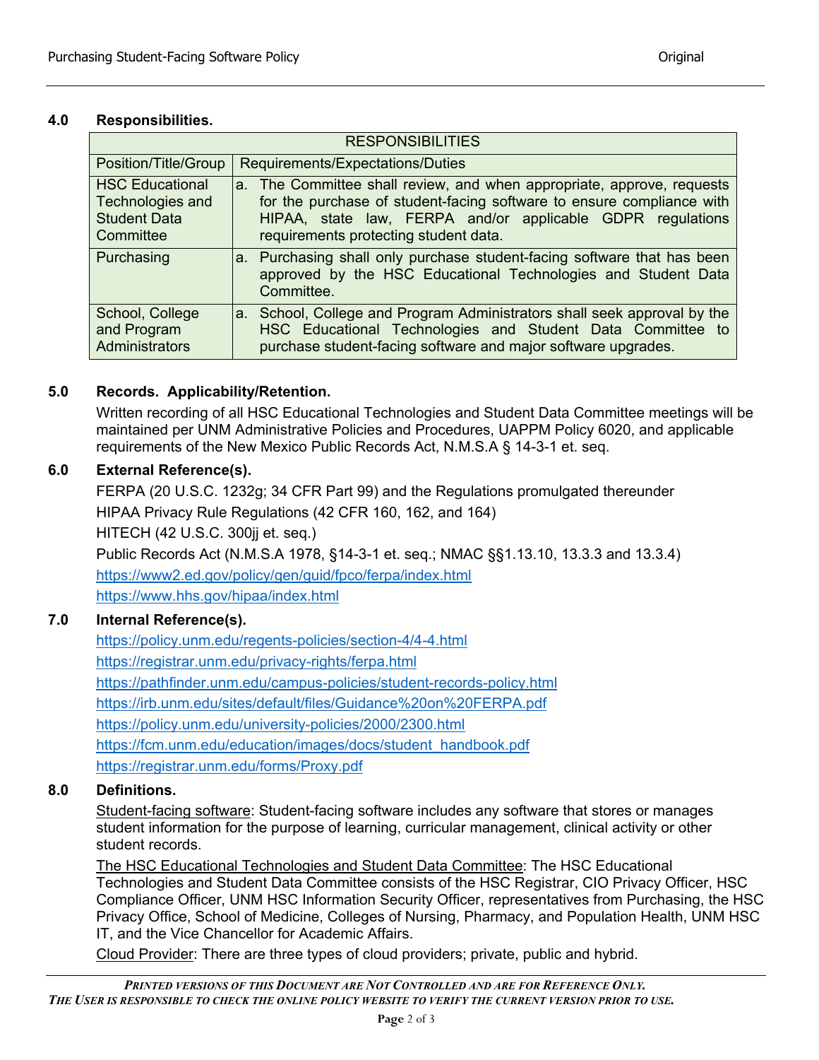## 4.0 Responsibilities.

| RESPONSIBILITIES | |
|---|---|
| Position/Title/Group | Requirements/Expectations/Duties |
| HSC Educational Technologies and Student Data Committee | a. The Committee shall review, and when appropriate, approve, requests for the purchase of student-facing software to ensure compliance with HIPAA, state law, FERPA and/or applicable GDPR regulations requirements protecting student data. |
| Purchasing | a. Purchasing shall only purchase student-facing software that has been approved by the HSC Educational Technologies and Student Data Committee. |
| School, College and Program Administrators | a. School, College and Program Administrators shall seek approval by the HSC Educational Technologies and Student Data Committee to purchase student-facing software and major software upgrades. |

## 5.0 Records. Applicability/Retention.

Written recording of all HSC Educational Technologies and Student Data Committee meetings will be maintained per UNM Administrative Policies and Procedures, UAPPM Policy 6020, and applicable requirements of the New Mexico Public Records Act, N.M.S.A § 14-3-1 et. seq.

## 6.0 External Reference(s).

FERPA (20 U.S.C. 1232g; 34 CFR Part 99) and the Regulations promulgated thereunder

HIPAA Privacy Rule Regulations (42 CFR 160, 162, and 164)

HITECH (42 U.S.C. 300jj et. seq.)

Public Records Act (N.M.S.A 1978, §14-3-1 et. seq.; NMAC §§1.13.10, 13.3.3 and 13.3.4)

https://www2.ed.gov/policy/gen/guid/fpco/ferpa/index.html

https://www.hhs.gov/hipaa/index.html

## 7.0 Internal Reference(s).

https://policy.unm.edu/regents-policies/section-4/4-4.html

https://registrar.unm.edu/privacy-rights/ferpa.html

https://pathfinder.unm.edu/campus-policies/student-records-policy.html

https://irb.unm.edu/sites/default/files/Guidance%20on%20FERPA.pdf

https://policy.unm.edu/university-policies/2000/2300.html

https://fcm.unm.edu/education/images/docs/student_handbook.pdf

https://registrar.unm.edu/forms/Proxy.pdf

## 8.0 Definitions.

Student-facing software: Student-facing software includes any software that stores or manages student information for the purpose of learning, curricular management, clinical activity or other student records.

The HSC Educational Technologies and Student Data Committee: The HSC Educational Technologies and Student Data Committee consists of the HSC Registrar, CIO Privacy Officer, HSC Compliance Officer, UNM HSC Information Security Officer, representatives from Purchasing, the HSC Privacy Office, School of Medicine, Colleges of Nursing, Pharmacy, and Population Health, UNM HSC IT, and the Vice Chancellor for Academic Affairs.

Cloud Provider: There are three types of cloud providers; private, public and hybrid.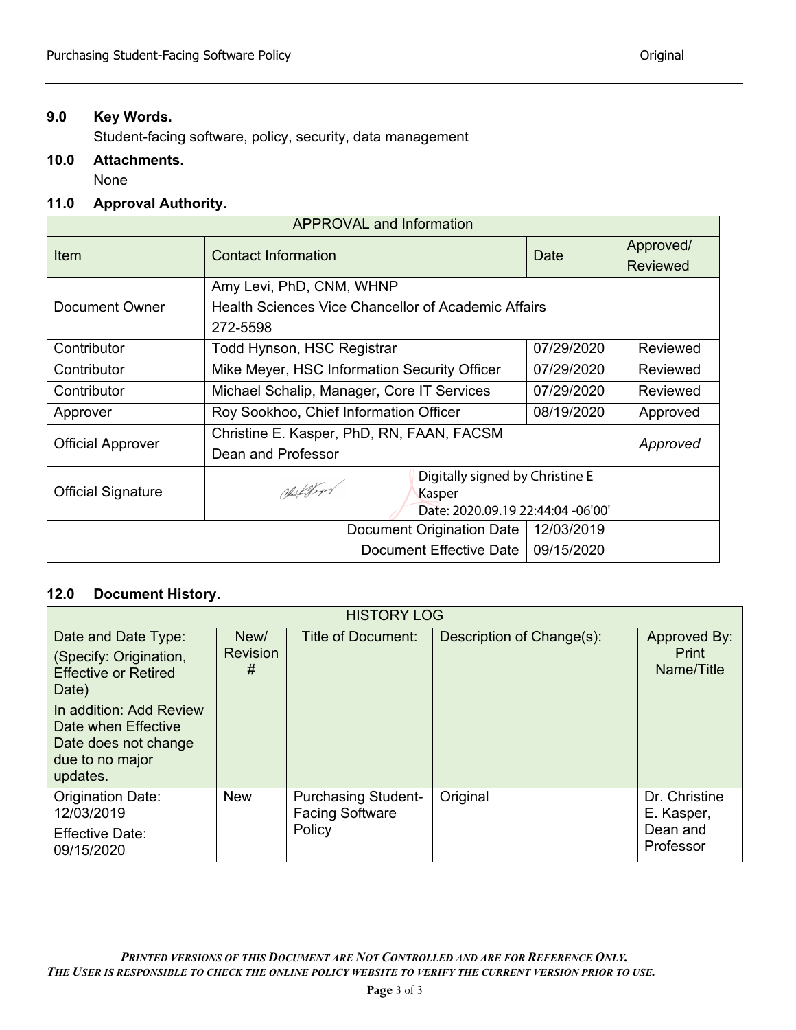## 9.0 Key Words.

Student-facing software, policy, security, data management

## 10.0 Attachments.

None

## 11.0 Approval Authority.

| APPROVAL and Information | | | |
|---|---|---|---|
| Item | Contact Information | Date | Approved/ Reviewed |
| Document Owner | Amy Levi, PhD, CNM, WHNP<br>Health Sciences Vice Chancellor of Academic Affairs<br>272-5598 | | |
| Contributor | Todd Hynson, HSC Registrar | 07/29/2020 | Reviewed |
| Contributor | Mike Meyer, HSC Information Security Officer | 07/29/2020 | Reviewed |
| Contributor | Michael Schalip, Manager, Core IT Services | 07/29/2020 | Reviewed |
| Approver | Roy Sookhoo, Chief Information Officer | 08/19/2020 | Approved |
| Official Approver | Christine E. Kasper, PhD, RN, FAAN, FACSM<br>Dean and Professor | | *Approved* |
| Official Signature | Digitally signed by Christine E Kasper<br>Date: 2020.09.19 22:44:04 -06'00' | | |
| | Document Origination Date | 12/03/2019 | |
| | Document Effective Date | 09/15/2020 | |

## 12.0 Document History.

| HISTORY LOG | | | | |
|---|---|---|---|---|
| Date and Date Type:<br>(Specify: Origination, Effective or Retired Date)<br>In addition: Add Review Date when Effective Date does not change due to no major updates. | New/ Revision # | Title of Document: | Description of Change(s): | Approved By: Print Name/Title |
| Origination Date: 12/03/2019<br>Effective Date: 09/15/2020 | New | Purchasing Student-Facing Software Policy | Original | Dr. Christine E. Kasper, Dean and Professor |

***PRINTED VERSIONS OF THIS DOCUMENT ARE NOT CONTROLLED AND ARE FOR REFERENCE ONLY.***
***THE USER IS RESPONSIBLE TO CHECK THE ONLINE POLICY WEBSITE TO VERIFY THE CURRENT VERSION PRIOR TO USE.***